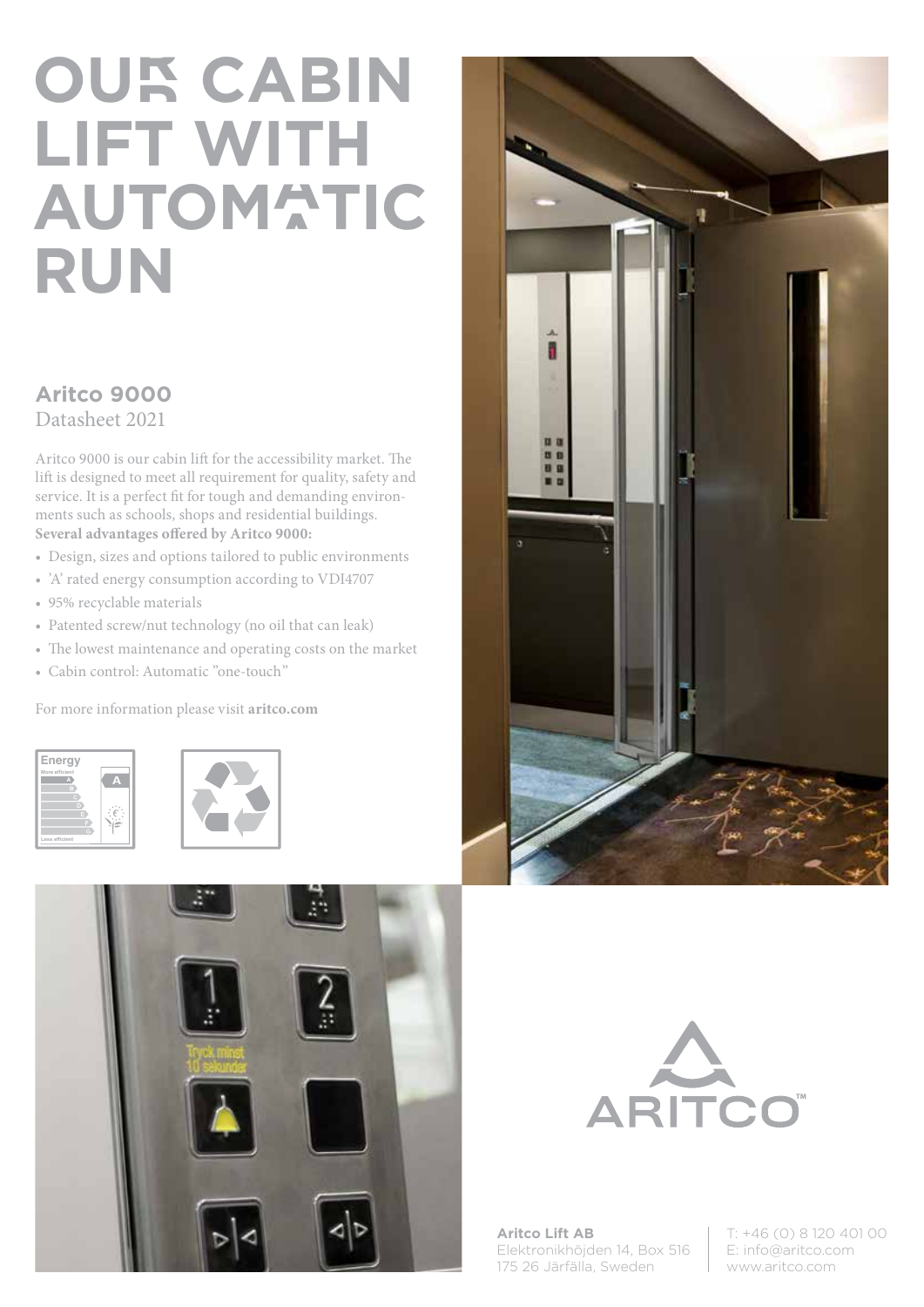# OUR CABIN LIFT WITH AUTOMATIC RUN

## Aritco 9000

Datasheet 2021

Aritco 9000 is our cabin lift for the accessibility market. The lift is designed to meet all requirement for quality, safety and service. It is a perfect fit for tough and demanding environments such as schools, shops and residential buildings.

**Several advantages offered by Aritco 9000:**

- Design, sizes and options tailored to public environments
- 'A' rated energy consumption according to VDI4707
- 95% recyclable materials
- Patented screw/nut technology (no oil that can leak)
- The lowest maintenance and operating costs on the market
- Cabin control: Automatic "one-touch"

For more information please visit **aritco.com**

**Aritco Lift AB**
Elektronikhöjden 14, Box 516
175 26 Järfälla, Sweden

T: +46 (0) 8 120 401 00
E: info@aritco.com
www.aritco.com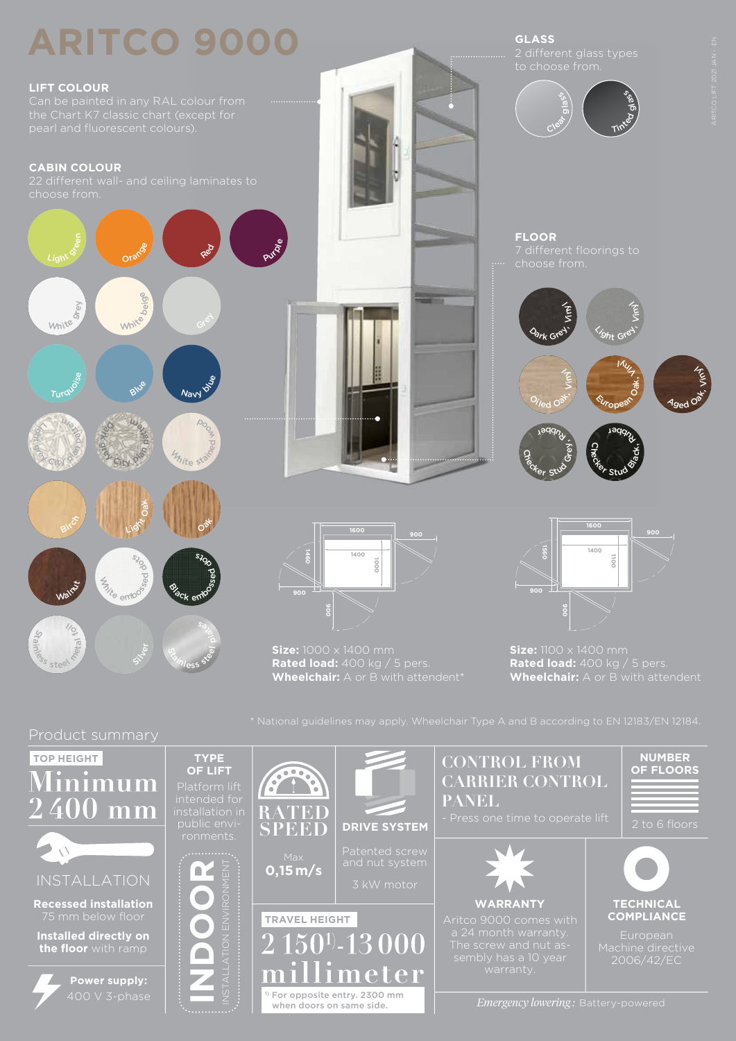# ARITCO 9000

## LIFT COLOUR

Can be painted in any RAL colour from the Chart K7 classic chart (except for pearl and fluorescent colours).

## CABIN COLOUR

22 different wall- and ceiling laminates to choose from.

Light green, Orange, Red, Purple, White grey, White beige, Grey, Turquoise, Blue, Navy blue, Light Grey City plain pattern, Mixed Grey City plain pattern, White stained wood, Birch, Light Oak, Oak, Walnut, White embossed dots, Black embossed dots, Stainless steel metal foil, Silver, Stainless steel plates

## GLASS

2 different glass types to choose from.

Clear glass, Tinted glass

## FLOOR

7 different floorings to choose from.

Dark Grey, Vinyl; Light Grey, Vinyl; Oiled Oak, Vinyl; European Oak, Vinyl; Aged Oak, Vinyl; Checker Stud Grey, Rubber; Checker Stud Black, Rubber

1600
900
1460
1400
1000
900
900

**Size:** 1000 x 1400 mm
**Rated load:** 400 kg / 5 pers.
**Wheelchair:** A or B with attendant*

1600
900
1560
1400
1100
900
900

**Size:** 1100 x 1400 mm
**Rated load:** 400 kg / 5 pers.
**Wheelchair:** A or B with attendant

\* National guidelines may apply. Wheelchair Type A and B according to EN 12183/EN 12184.

## Product summary

**TOP HEIGHT**
Minimum 2 400 mm

**INSTALLATION**

**Recessed installation** 75 mm below floor

**Installed directly on the floor** with ramp

**Power supply:** 400 V 3-phase

**TYPE OF LIFT**
Platform lift intended for installation in public environments.

**INDOOR** INSTALLATION ENVIRONMENT

**RATED SPEED**
Max **0,15 m/s**

**DRIVE SYSTEM**
Patented screw and nut system
3 kW motor

**TRAVEL HEIGHT**
2 150[1]-13 000 millimeter

[1] For opposite entry. 2300 mm when doors on same side.

**CONTROL FROM CARRIER CONTROL PANEL**
- Press one time to operate lift

**NUMBER OF FLOORS**
2 to 6 floors

**WARRANTY**
Aritco 9000 comes with a 24 month warranty. The screw and nut assembly has a 10 year warranty.

**TECHNICAL COMPLIANCE**
European Machine directive 2006/42/EC

*Emergency lowering:* Battery-powered